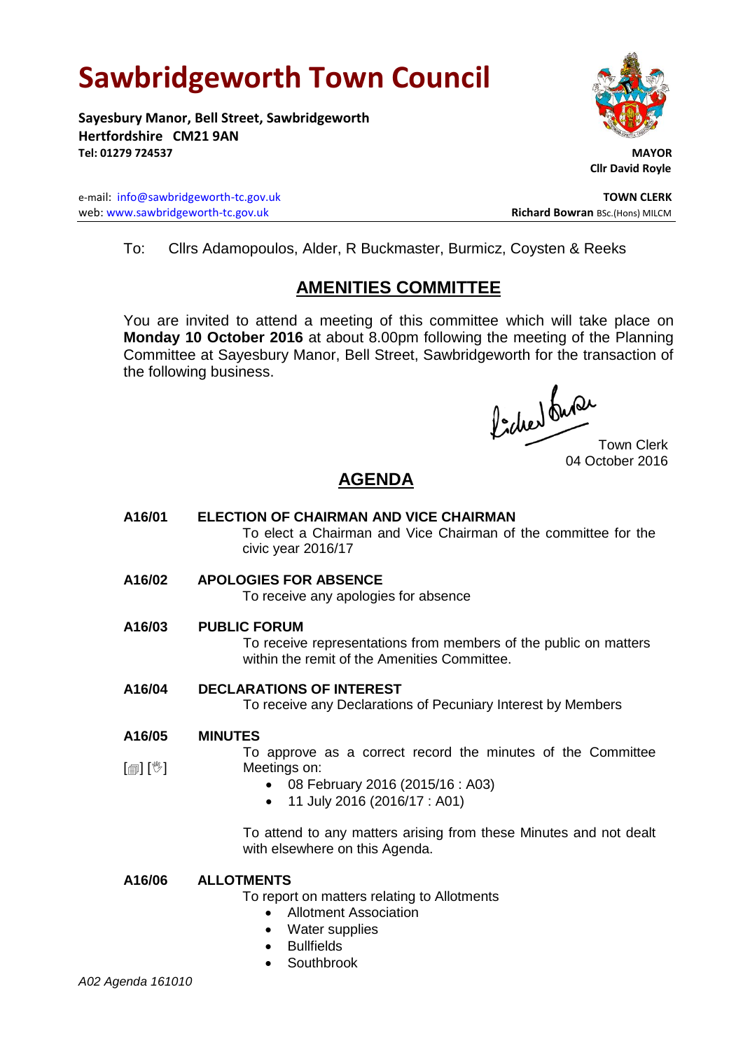# Sawbridgeworth Town Council

**Sayesbury Manor, Bell Street, Sawbridgeworth**
**Hertfordshire CM21 9AN**
**Tel: 01279 724537**

**MAYOR**
**Cllr David Royle**

e-mail: info@sawbridgeworth-tc.gov.uk
web: www.sawbridgeworth-tc.gov.uk

**TOWN CLERK**
**Richard Bowran** BSc.(Hons) MILCM

To: Cllrs Adamopoulos, Alder, R Buckmaster, Burmicz, Coysten & Reeks

## AMENITIES COMMITTEE

You are invited to attend a meeting of this committee which will take place on **Monday 10 October 2016** at about 8.00pm following the meeting of the Planning Committee at Sayesbury Manor, Bell Street, Sawbridgeworth for the transaction of the following business.

Town Clerk
04 October 2016

## AGENDA

**A16/01 ELECTION OF CHAIRMAN AND VICE CHAIRMAN**

To elect a Chairman and Vice Chairman of the committee for the civic year 2016/17

**A16/02 APOLOGIES FOR ABSENCE**

To receive any apologies for absence

**A16/03 PUBLIC FORUM**

To receive representations from members of the public on matters within the remit of the Amenities Committee.

**A16/04 DECLARATIONS OF INTEREST**

To receive any Declarations of Pecuniary Interest by Members

**A16/05 MINUTES**

[▤] [✋]

To approve as a correct record the minutes of the Committee Meetings on:

- 08 February 2016 (2015/16 : A03)
- 11 July 2016 (2016/17 : A01)

To attend to any matters arising from these Minutes and not dealt with elsewhere on this Agenda.

**A16/06 ALLOTMENTS**

To report on matters relating to Allotments

- Allotment Association
- Water supplies
- Bullfields
- Southbrook

*A02 Agenda 161010*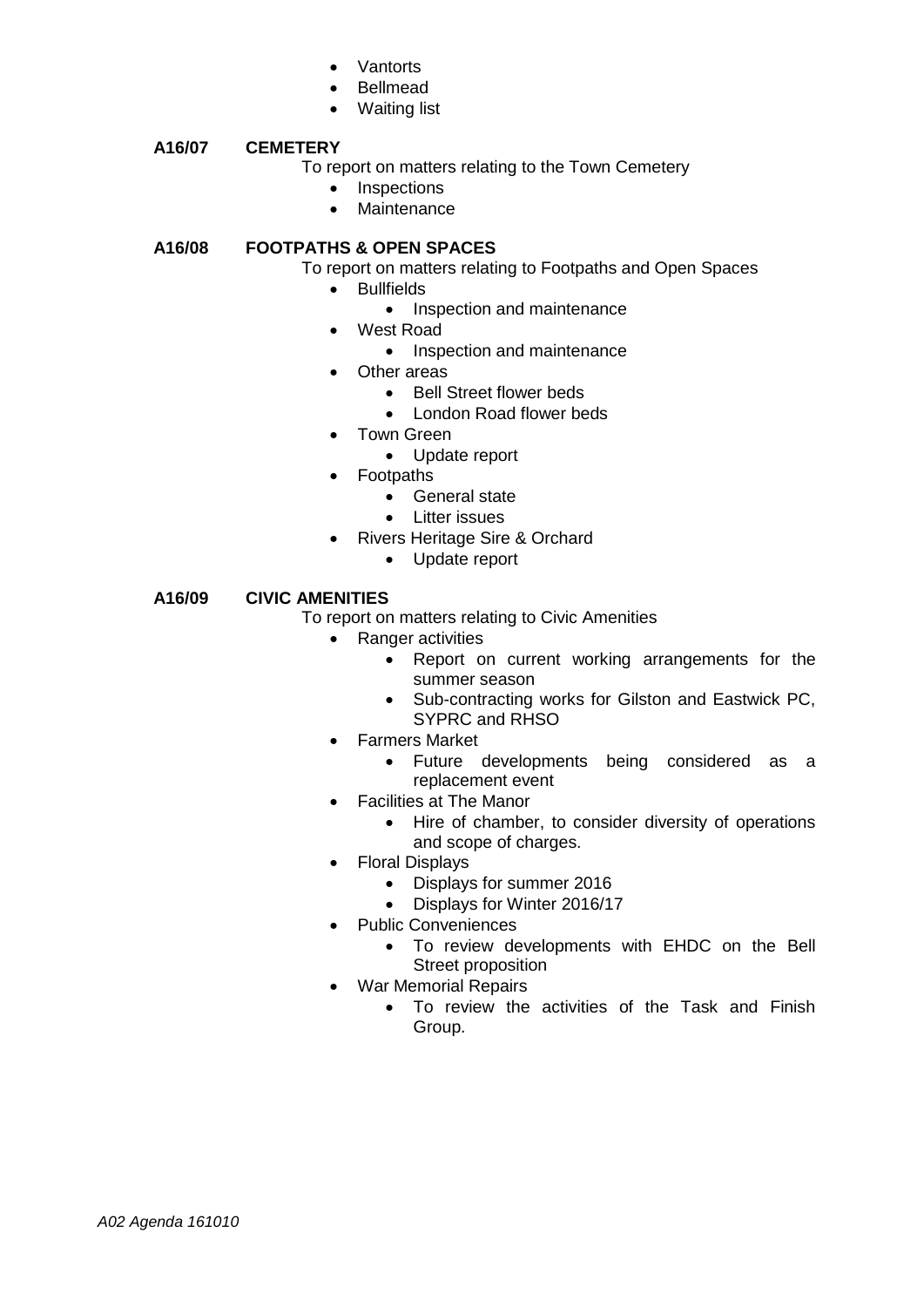- Vantorts
- Bellmead
- Waiting list

**A16/07 CEMETERY**

To report on matters relating to the Town Cemetery

- Inspections
- Maintenance

**A16/08 FOOTPATHS & OPEN SPACES**

To report on matters relating to Footpaths and Open Spaces

- Bullfields
    - Inspection and maintenance
- West Road
    - Inspection and maintenance
- Other areas
    - Bell Street flower beds
    - London Road flower beds
- Town Green
    - Update report
- Footpaths
    - General state
    - Litter issues
- Rivers Heritage Sire & Orchard
    - Update report

**A16/09 CIVIC AMENITIES**

To report on matters relating to Civic Amenities

- Ranger activities
    - Report on current working arrangements for the summer season
    - Sub-contracting works for Gilston and Eastwick PC, SYPRC and RHSO
- Farmers Market
    - Future developments being considered as a replacement event
- Facilities at The Manor
    - Hire of chamber, to consider diversity of operations and scope of charges.
- Floral Displays
    - Displays for summer 2016
    - Displays for Winter 2016/17
- Public Conveniences
    - To review developments with EHDC on the Bell Street proposition
- War Memorial Repairs
    - To review the activities of the Task and Finish Group.